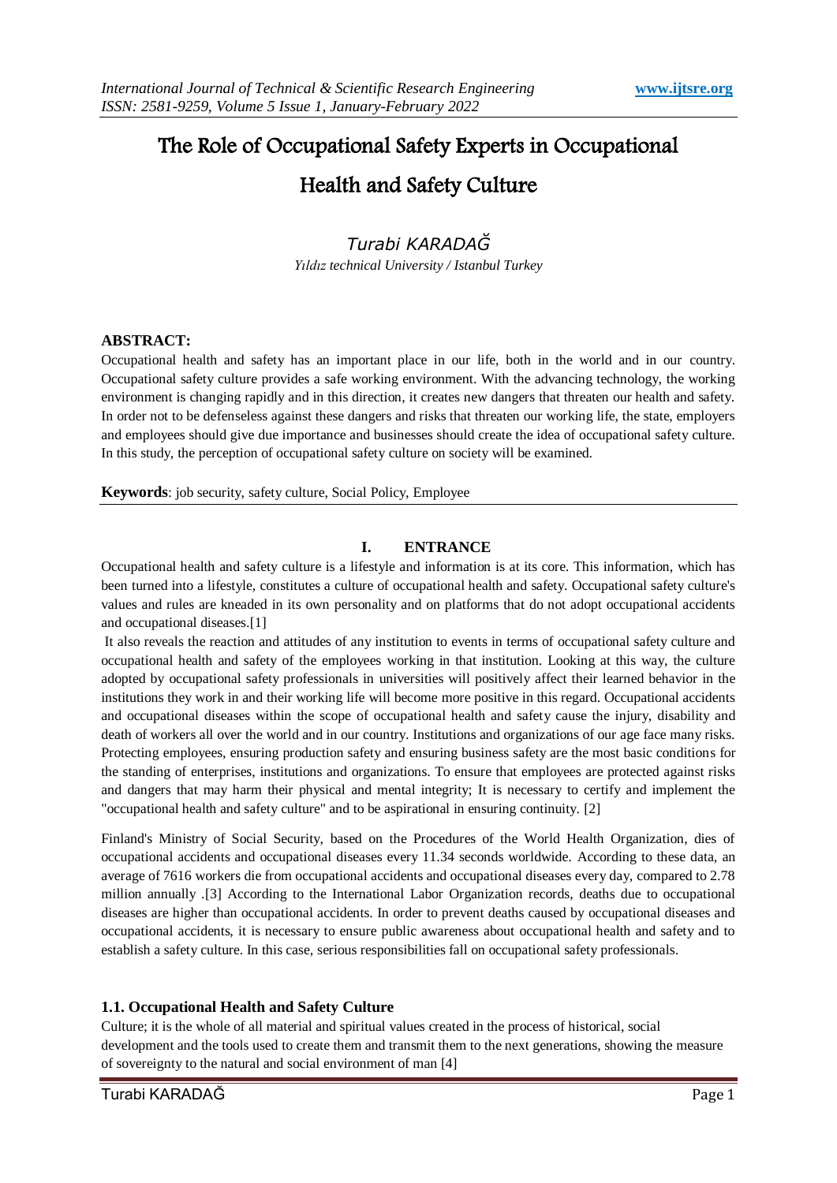# The Role of Occupational Safety Experts in Occupational Health and Safety Culture

*Turabi KARADAĞ*

*Yıldız technical University / Istanbul Turkey*

**ABSTRACT:**

Occupational health and safety has an important place in our life, both in the world and in our country. Occupational safety culture provides a safe working environment. With the advancing technology, the working environment is changing rapidly and in this direction, it creates new dangers that threaten our health and safety. In order not to be defenseless against these dangers and risks that threaten our working life, the state, employers and employees should give due importance and businesses should create the idea of occupational safety culture. In this study, the perception of occupational safety culture on society will be examined.

**Keywords**: job security, safety culture, Social Policy, Employee

## I. ENTRANCE

Occupational health and safety culture is a lifestyle and information is at its core. This information, which has been turned into a lifestyle, constitutes a culture of occupational health and safety. Occupational safety culture's values and rules are kneaded in its own personality and on platforms that do not adopt occupational accidents and occupational diseases.[1]

It also reveals the reaction and attitudes of any institution to events in terms of occupational safety culture and occupational health and safety of the employees working in that institution. Looking at this way, the culture adopted by occupational safety professionals in universities will positively affect their learned behavior in the institutions they work in and their working life will become more positive in this regard. Occupational accidents and occupational diseases within the scope of occupational health and safety cause the injury, disability and death of workers all over the world and in our country. Institutions and organizations of our age face many risks. Protecting employees, ensuring production safety and ensuring business safety are the most basic conditions for the standing of enterprises, institutions and organizations. To ensure that employees are protected against risks and dangers that may harm their physical and mental integrity; It is necessary to certify and implement the "occupational health and safety culture" and to be aspirational in ensuring continuity. [2]

Finland's Ministry of Social Security, based on the Procedures of the World Health Organization, dies of occupational accidents and occupational diseases every 11.34 seconds worldwide. According to these data, an average of 7616 workers die from occupational accidents and occupational diseases every day, compared to 2.78 million annually .[3] According to the International Labor Organization records, deaths due to occupational diseases are higher than occupational accidents. In order to prevent deaths caused by occupational diseases and occupational accidents, it is necessary to ensure public awareness about occupational health and safety and to establish a safety culture. In this case, serious responsibilities fall on occupational safety professionals.

### 1.1. Occupational Health and Safety Culture

Culture; it is the whole of all material and spiritual values created in the process of historical, social development and the tools used to create them and transmit them to the next generations, showing the measure of sovereignty to the natural and social environment of man [4]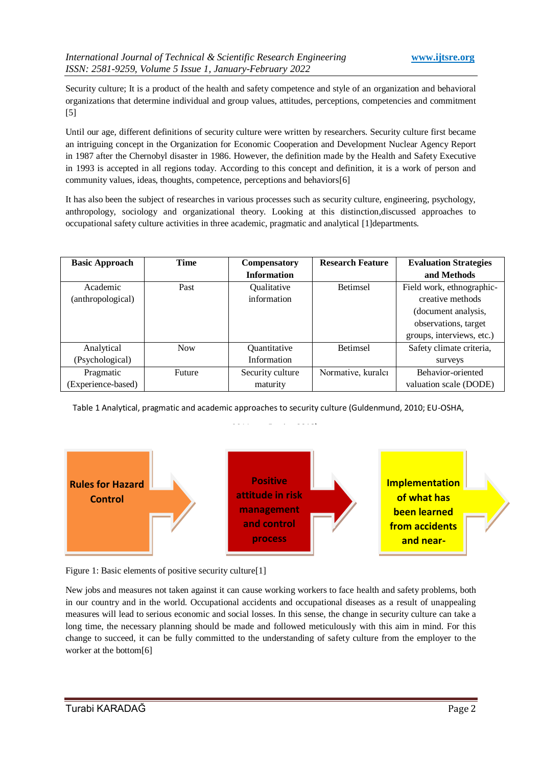Security culture; It is a product of the health and safety competence and style of an organization and behavioral organizations that determine individual and group values, attitudes, perceptions, competencies and commitment [5]

Until our age, different definitions of security culture were written by researchers. Security culture first became an intriguing concept in the Organization for Economic Cooperation and Development Nuclear Agency Report in 1987 after the Chernobyl disaster in 1986. However, the definition made by the Health and Safety Executive in 1993 is accepted in all regions today. According to this concept and definition, it is a work of person and community values, ideas, thoughts, competence, perceptions and behaviors[6]

It has also been the subject of researches in various processes such as security culture, engineering, psychology, anthropology, sociology and organizational theory. Looking at this distinction,discussed approaches to occupational safety culture activities in three academic, pragmatic and analytical [1]departments.

| Basic Approach | Time | Compensatory Information | Research Feature | Evaluation Strategies and Methods |
|---|---|---|---|---|
| Academic (anthropological) | Past | Qualitative information | Betimsel | Field work, ethnographic-creative methods (document analysis, observations, target groups, interviews, etc.) |
| Analytical (Psychological) | Now | Quantitative Information | Betimsel | Safety climate criteria, surveys |
| Pragmatic (Experience-based) | Future | Security culture maturity | Normative, kuralcı | Behavior-oriented valuation scale (DODE) |

Table 1 Analytical, pragmatic and academic approaches to security culture (Guldenmund, 2010; EU-OSHA,

Rules for Hazard Control → Positive attitude in risk management and control process → Implementation of what has been learned from accidents and near-

Figure 1: Basic elements of positive security culture[1]

New jobs and measures not taken against it can cause working workers to face health and safety problems, both in our country and in the world. Occupational accidents and occupational diseases as a result of unappealing measures will lead to serious economic and social losses. In this sense, the change in security culture can take a long time, the necessary planning should be made and followed meticulously with this aim in mind. For this change to succeed, it can be fully committed to the understanding of safety culture from the employer to the worker at the bottom[6]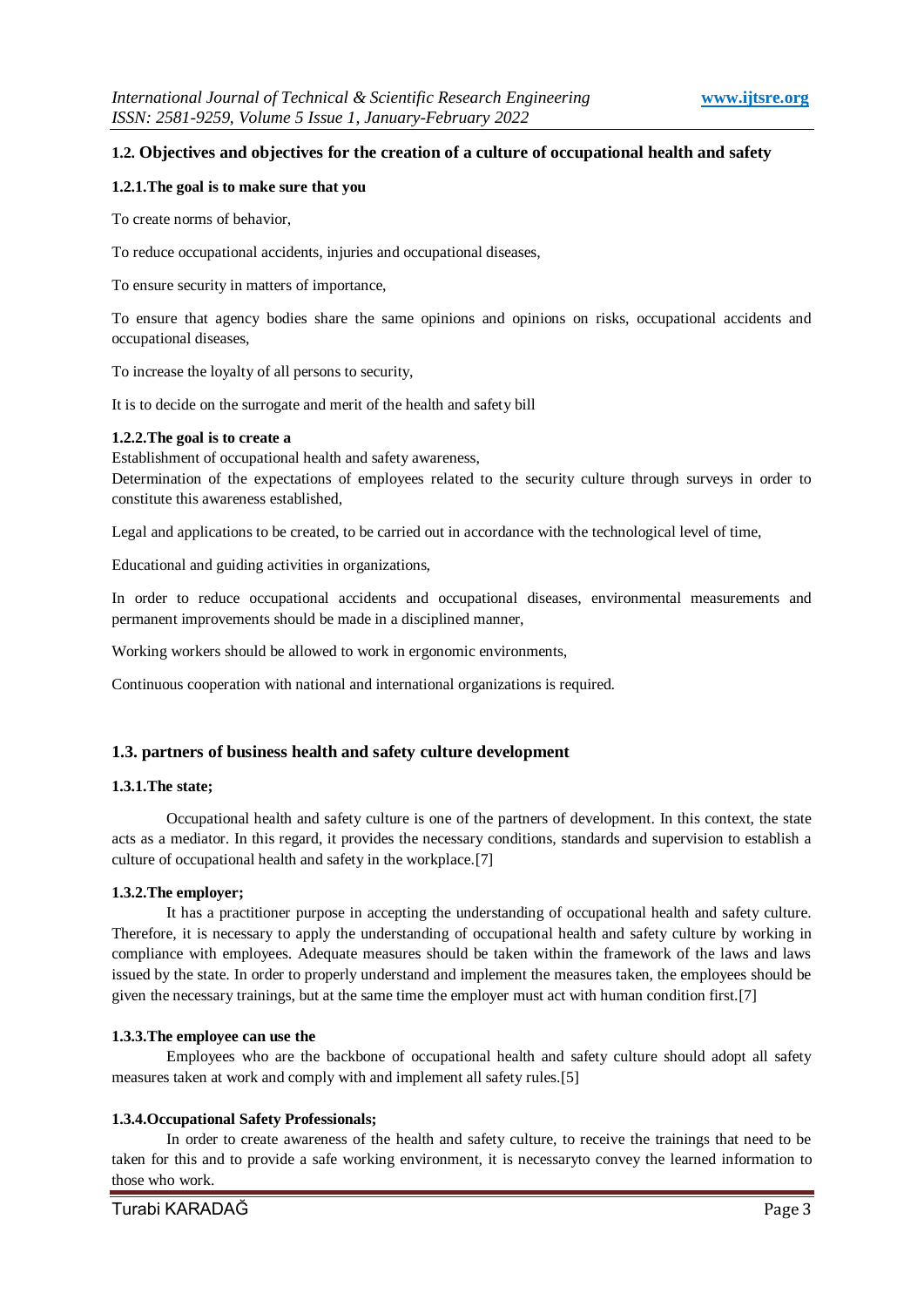### 1.2. Objectives and objectives for the creation of a culture of occupational health and safety

#### 1.2.1.The goal is to make sure that you

To create norms of behavior,

To reduce occupational accidents, injuries and occupational diseases,

To ensure security in matters of importance,

To ensure that agency bodies share the same opinions and opinions on risks, occupational accidents and occupational diseases,

To increase the loyalty of all persons to security,

It is to decide on the surrogate and merit of the health and safety bill

#### 1.2.2.The goal is to create a

Establishment of occupational health and safety awareness,

Determination of the expectations of employees related to the security culture through surveys in order to constitute this awareness established,

Legal and applications to be created, to be carried out in accordance with the technological level of time,

Educational and guiding activities in organizations,

In order to reduce occupational accidents and occupational diseases, environmental measurements and permanent improvements should be made in a disciplined manner,

Working workers should be allowed to work in ergonomic environments,

Continuous cooperation with national and international organizations is required.

### 1.3. partners of business health and safety culture development

#### 1.3.1.The state;

Occupational health and safety culture is one of the partners of development. In this context, the state acts as a mediator. In this regard, it provides the necessary conditions, standards and supervision to establish a culture of occupational health and safety in the workplace.[7]

#### 1.3.2.The employer;

It has a practitioner purpose in accepting the understanding of occupational health and safety culture. Therefore, it is necessary to apply the understanding of occupational health and safety culture by working in compliance with employees. Adequate measures should be taken within the framework of the laws and laws issued by the state. In order to properly understand and implement the measures taken, the employees should be given the necessary trainings, but at the same time the employer must act with human condition first.[7]

#### 1.3.3.The employee can use the

Employees who are the backbone of occupational health and safety culture should adopt all safety measures taken at work and comply with and implement all safety rules.[5]

#### 1.3.4.Occupational Safety Professionals;

In order to create awareness of the health and safety culture, to receive the trainings that need to be taken for this and to provide a safe working environment, it is necessaryto convey the learned information to those who work.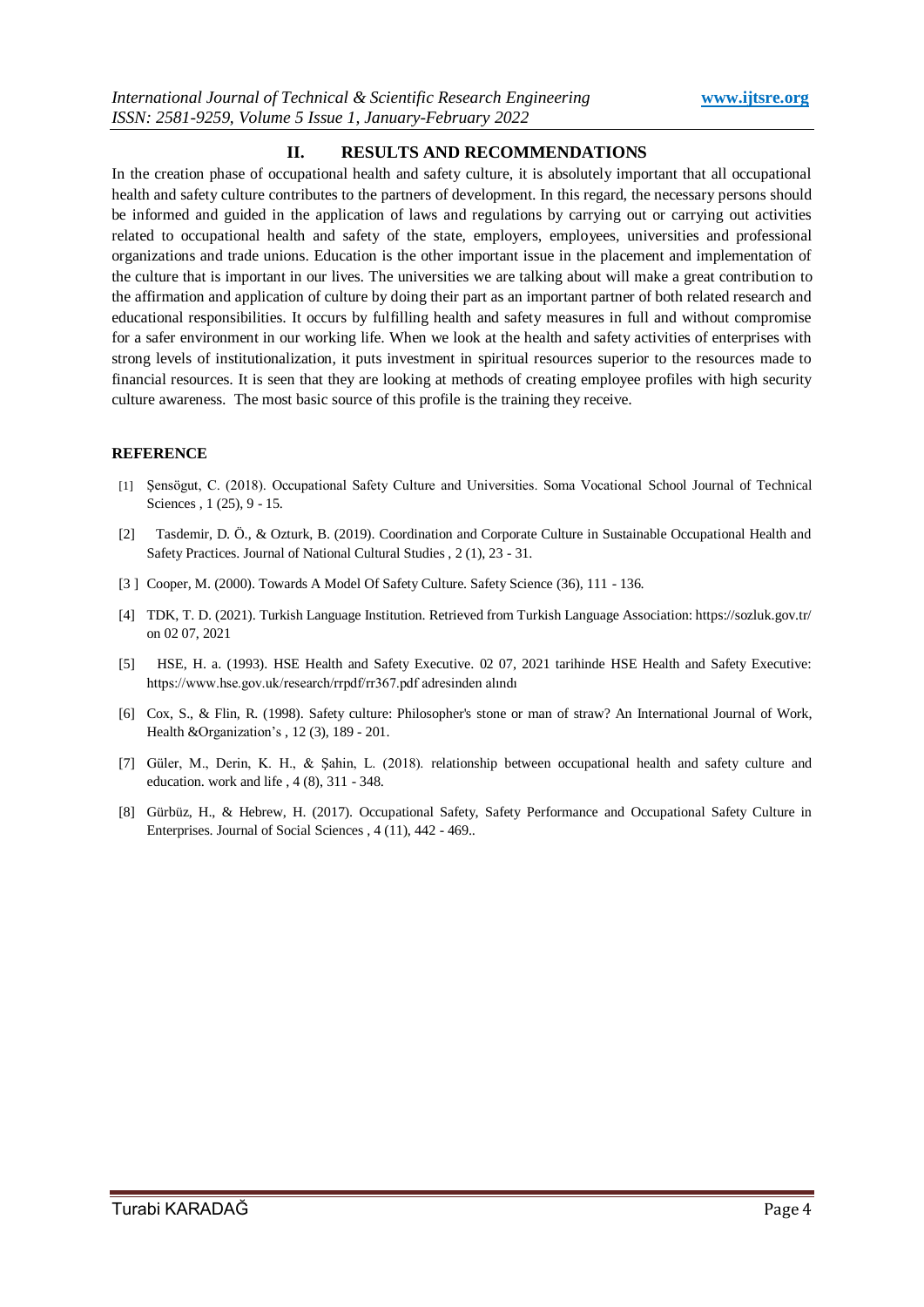## II. RESULTS AND RECOMMENDATIONS

In the creation phase of occupational health and safety culture, it is absolutely important that all occupational health and safety culture contributes to the partners of development. In this regard, the necessary persons should be informed and guided in the application of laws and regulations by carrying out or carrying out activities related to occupational health and safety of the state, employers, employees, universities and professional organizations and trade unions. Education is the other important issue in the placement and implementation of the culture that is important in our lives. The universities we are talking about will make a great contribution to the affirmation and application of culture by doing their part as an important partner of both related research and educational responsibilities. It occurs by fulfilling health and safety measures in full and without compromise for a safer environment in our working life. When we look at the health and safety activities of enterprises with strong levels of institutionalization, it puts investment in spiritual resources superior to the resources made to financial resources. It is seen that they are looking at methods of creating employee profiles with high security culture awareness. The most basic source of this profile is the training they receive.

### REFERENCE

[1] Şensögut, C. (2018). Occupational Safety Culture and Universities. Soma Vocational School Journal of Technical Sciences , 1 (25), 9 - 15.

[2] Tasdemir, D. Ö., & Ozturk, B. (2019). Coordination and Corporate Culture in Sustainable Occupational Health and Safety Practices. Journal of National Cultural Studies , 2 (1), 23 - 31.

[3 ] Cooper, M. (2000). Towards A Model Of Safety Culture. Safety Science (36), 111 - 136.

[4] TDK, T. D. (2021). Turkish Language Institution. Retrieved from Turkish Language Association: https://sozluk.gov.tr/ on 02 07, 2021

[5] HSE, H. a. (1993). HSE Health and Safety Executive. 02 07, 2021 tarihinde HSE Health and Safety Executive: https://www.hse.gov.uk/research/rrpdf/rr367.pdf adresinden alındı

[6] Cox, S., & Flin, R. (1998). Safety culture: Philosopher's stone or man of straw? An International Journal of Work, Health &Organization's , 12 (3), 189 - 201.

[7] Güler, M., Derin, K. H., & Şahin, L. (2018). relationship between occupational health and safety culture and education. work and life , 4 (8), 311 - 348.

[8] Gürbüz, H., & Hebrew, H. (2017). Occupational Safety, Safety Performance and Occupational Safety Culture in Enterprises. Journal of Social Sciences , 4 (11), 442 - 469..